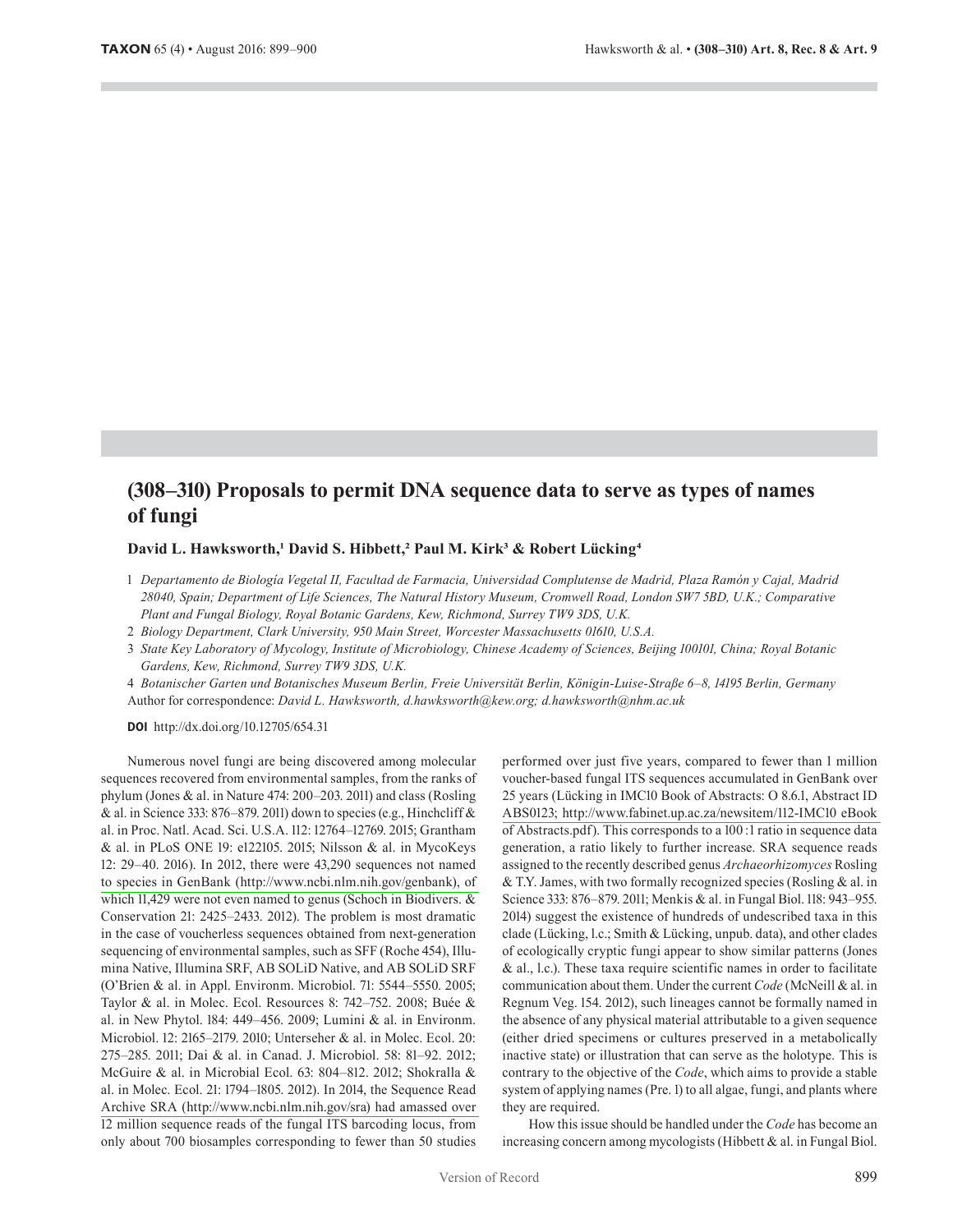# (308–310) Proposals to permit DNA sequence data to serve as types of names of fungi

**David L. Hawksworth,[1] David S. Hibbett,[2] Paul M. Kirk[3] & Robert Lücking[4]**

1 *Departamento de Biología Vegetal II, Facultad de Farmacia, Universidad Complutense de Madrid, Plaza Ramón y Cajal, Madrid 28040, Spain; Department of Life Sciences, The Natural History Museum, Cromwell Road, London SW7 5BD, U.K.; Comparative Plant and Fungal Biology, Royal Botanic Gardens, Kew, Richmond, Surrey TW9 3DS, U.K.*

2 *Biology Department, Clark University, 950 Main Street, Worcester Massachusetts 01610, U.S.A.*

3 *State Key Laboratory of Mycology, Institute of Microbiology, Chinese Academy of Sciences, Beijing 100101, China; Royal Botanic Gardens, Kew, Richmond, Surrey TW9 3DS, U.K.*

4 *Botanischer Garten und Botanisches Museum Berlin, Freie Universität Berlin, Königin-Luise-Straße 6–8, 14195 Berlin, Germany*

Author for correspondence: *David L. Hawksworth, d.hawksworth@kew.org; d.hawksworth@nhm.ac.uk*

**DOI** http://dx.doi.org/10.12705/654.31

Numerous novel fungi are being discovered among molecular sequences recovered from environmental samples, from the ranks of phylum (Jones & al. in Nature 474: 200–203. 2011) and class (Rosling & al. in Science 333: 876–879. 2011) down to species (e.g., Hinchcliff & al. in Proc. Natl. Acad. Sci. U.S.A. 112: 12764–12769. 2015; Grantham & al. in PLoS ONE 19: e122105. 2015; Nilsson & al. in MycoKeys 12: 29–40. 2016). In 2012, there were 43,290 sequences not named to species in GenBank (http://www.ncbi.nlm.nih.gov/genbank), of which 11,429 were not even named to genus (Schoch in Biodivers. & Conservation 21: 2425–2433. 2012). The problem is most dramatic in the case of voucherless sequences obtained from next-generation sequencing of environmental samples, such as SFF (Roche 454), Illumina Native, Illumina SRF, AB SOLiD Native, and AB SOLiD SRF (O'Brien & al. in Appl. Environm. Microbiol. 71: 5544–5550. 2005; Taylor & al. in Molec. Ecol. Resources 8: 742–752. 2008; Buée & al. in New Phytol. 184: 449–456. 2009; Lumini & al. in Environm. Microbiol. 12: 2165–2179. 2010; Unterseher & al. in Molec. Ecol. 20: 275–285. 2011; Dai & al. in Canad. J. Microbiol. 58: 81–92. 2012; McGuire & al. in Microbial Ecol. 63: 804–812. 2012; Shokralla & al. in Molec. Ecol. 21: 1794–1805. 2012). In 2014, the Sequence Read Archive SRA (http://www.ncbi.nlm.nih.gov/sra) had amassed over 12 million sequence reads of the fungal ITS barcoding locus, from only about 700 biosamples corresponding to fewer than 50 studies performed over just five years, compared to fewer than 1 million voucher-based fungal ITS sequences accumulated in GenBank over 25 years (Lücking in IMC10 Book of Abstracts: O 8.6.1, Abstract ID ABS0123; http://www.fabinet.up.ac.za/newsitem/112-IMC10 eBook of Abstracts.pdf). This corresponds to a 100 : 1 ratio in sequence data generation, a ratio likely to further increase. SRA sequence reads assigned to the recently described genus *Archaeorhizomyces* Rosling & T.Y. James, with two formally recognized species (Rosling & al. in Science 333: 876–879. 2011; Menkis & al. in Fungal Biol. 118: 943–955. 2014) suggest the existence of hundreds of undescribed taxa in this clade (Lücking, l.c.; Smith & Lücking, unpub. data), and other clades of ecologically cryptic fungi appear to show similar patterns (Jones & al., l.c.). These taxa require scientific names in order to facilitate communication about them. Under the current *Code* (McNeill & al. in Regnum Veg. 154. 2012), such lineages cannot be formally named in the absence of any physical material attributable to a given sequence (either dried specimens or cultures preserved in a metabolically inactive state) or illustration that can serve as the holotype. This is contrary to the objective of the *Code*, which aims to provide a stable system of applying names (Pre. 1) to all algae, fungi, and plants where they are required.

How this issue should be handled under the *Code* has become an increasing concern among mycologists (Hibbett & al. in Fungal Biol.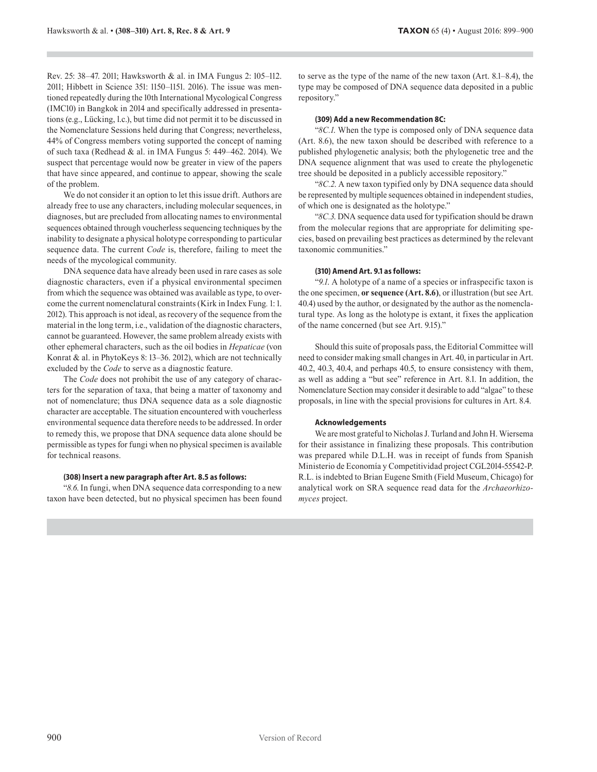Rev. 25: 38–47. 2011; Hawksworth & al. in IMA Fungus 2: 105–112. 2011; Hibbett in Science 351: 1150–1151. 2016). The issue was mentioned repeatedly during the 10th International Mycological Congress (IMC10) in Bangkok in 2014 and specifically addressed in presentations (e.g., Lücking, l.c.), but time did not permit it to be discussed in the Nomenclature Sessions held during that Congress; nevertheless, 44% of Congress members voting supported the concept of naming of such taxa (Redhead & al. in IMA Fungus 5: 449–462. 2014). We suspect that percentage would now be greater in view of the papers that have since appeared, and continue to appear, showing the scale of the problem.

We do not consider it an option to let this issue drift. Authors are already free to use any characters, including molecular sequences, in diagnoses, but are precluded from allocating names to environmental sequences obtained through voucherless sequencing techniques by the inability to designate a physical holotype corresponding to particular sequence data. The current *Code* is, therefore, failing to meet the needs of the mycological community.

DNA sequence data have already been used in rare cases as sole diagnostic characters, even if a physical environmental specimen from which the sequence was obtained was available as type, to overcome the current nomenclatural constraints (Kirk in Index Fung. 1: 1. 2012). This approach is not ideal, as recovery of the sequence from the material in the long term, i.e., validation of the diagnostic characters, cannot be guaranteed. However, the same problem already exists with other ephemeral characters, such as the oil bodies in *Hepaticae* (von Konrat & al. in PhytoKeys 8: 13–36. 2012), which are not technically excluded by the *Code* to serve as a diagnostic feature.

The *Code* does not prohibit the use of any category of characters for the separation of taxa, that being a matter of taxonomy and not of nomenclature; thus DNA sequence data as a sole diagnostic character are acceptable. The situation encountered with voucherless environmental sequence data therefore needs to be addressed. In order to remedy this, we propose that DNA sequence data alone should be permissible as types for fungi when no physical specimen is available for technical reasons.

#### (308) Insert a new paragraph after Art. 8.5 as follows:

"*8.6.* In fungi, when DNA sequence data corresponding to a new taxon have been detected, but no physical specimen has been found to serve as the type of the name of the new taxon (Art. 8.1–8.4), the type may be composed of DNA sequence data deposited in a public repository."

#### (309) Add a new Recommendation 8C:

"*8C.1.* When the type is composed only of DNA sequence data (Art. 8.6), the new taxon should be described with reference to a published phylogenetic analysis; both the phylogenetic tree and the DNA sequence alignment that was used to create the phylogenetic tree should be deposited in a publicly accessible repository."

"*8C.2.* A new taxon typified only by DNA sequence data should be represented by multiple sequences obtained in independent studies, of which one is designated as the holotype."

"*8C.3.* DNA sequence data used for typification should be drawn from the molecular regions that are appropriate for delimiting species, based on prevailing best practices as determined by the relevant taxonomic communities."

#### (310) Amend Art. 9.1 as follows:

"*9.1.* A holotype of a name of a species or infraspecific taxon is the one specimen, **or sequence (Art. 8.6)**, or illustration (but see Art. 40.4) used by the author, or designated by the author as the nomenclatural type. As long as the holotype is extant, it fixes the application of the name concerned (but see Art. 9.15)."

Should this suite of proposals pass, the Editorial Committee will need to consider making small changes in Art. 40, in particular in Art. 40.2, 40.3, 40.4, and perhaps 40.5, to ensure consistency with them, as well as adding a "but see" reference in Art. 8.1. In addition, the Nomenclature Section may consider it desirable to add "algae" to these proposals, in line with the special provisions for cultures in Art. 8.4.

#### Acknowledgements

We are most grateful to Nicholas J. Turland and John H. Wiersema for their assistance in finalizing these proposals. This contribution was prepared while D.L.H. was in receipt of funds from Spanish Ministerio de Economía y Competitividad project CGL2014-55542-P. R.L. is indebted to Brian Eugene Smith (Field Museum, Chicago) for analytical work on SRA sequence read data for the *Archaeorhizomyces* project.